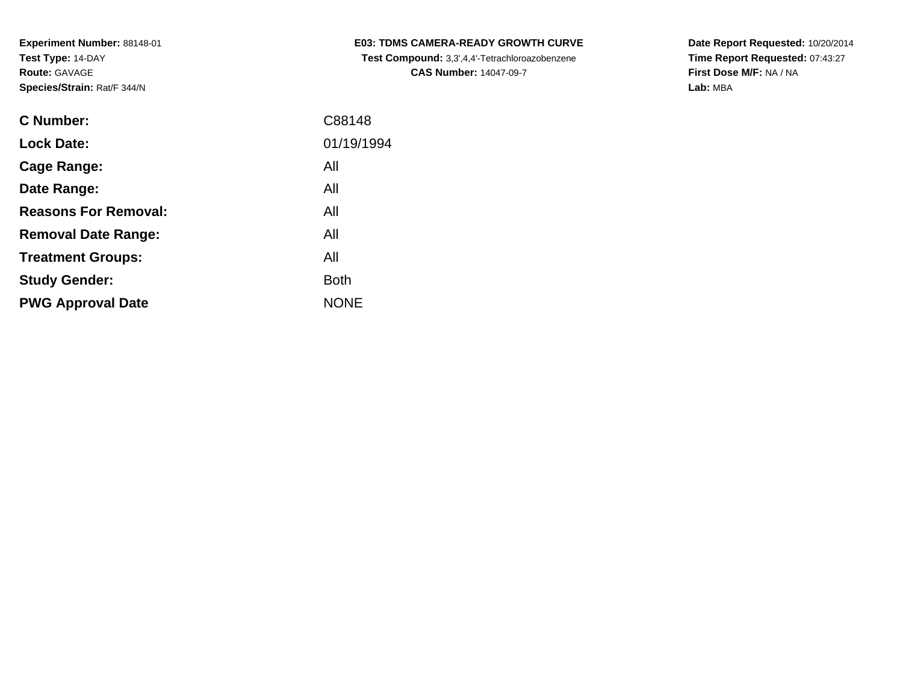**Experiment Number:** 88148-01
**Test Type:** 14-DAY
**Route:** GAVAGE
**Species/Strain:** Rat/F 344/N

**E03: TDMS CAMERA-READY GROWTH CURVE**
**Test Compound:** 3,3',4,4'-Tetrachloroazobenzene
**CAS Number:** 14047-09-7

**Date Report Requested:** 10/20/2014
**Time Report Requested:** 07:43:27
**First Dose M/F:** NA / NA
**Lab:** MBA

| | |
|---|---|
| **C Number:** | C88148 |
| **Lock Date:** | 01/19/1994 |
| **Cage Range:** | All |
| **Date Range:** | All |
| **Reasons For Removal:** | All |
| **Removal Date Range:** | All |
| **Treatment Groups:** | All |
| **Study Gender:** | Both |
| **PWG Approval Date** | NONE |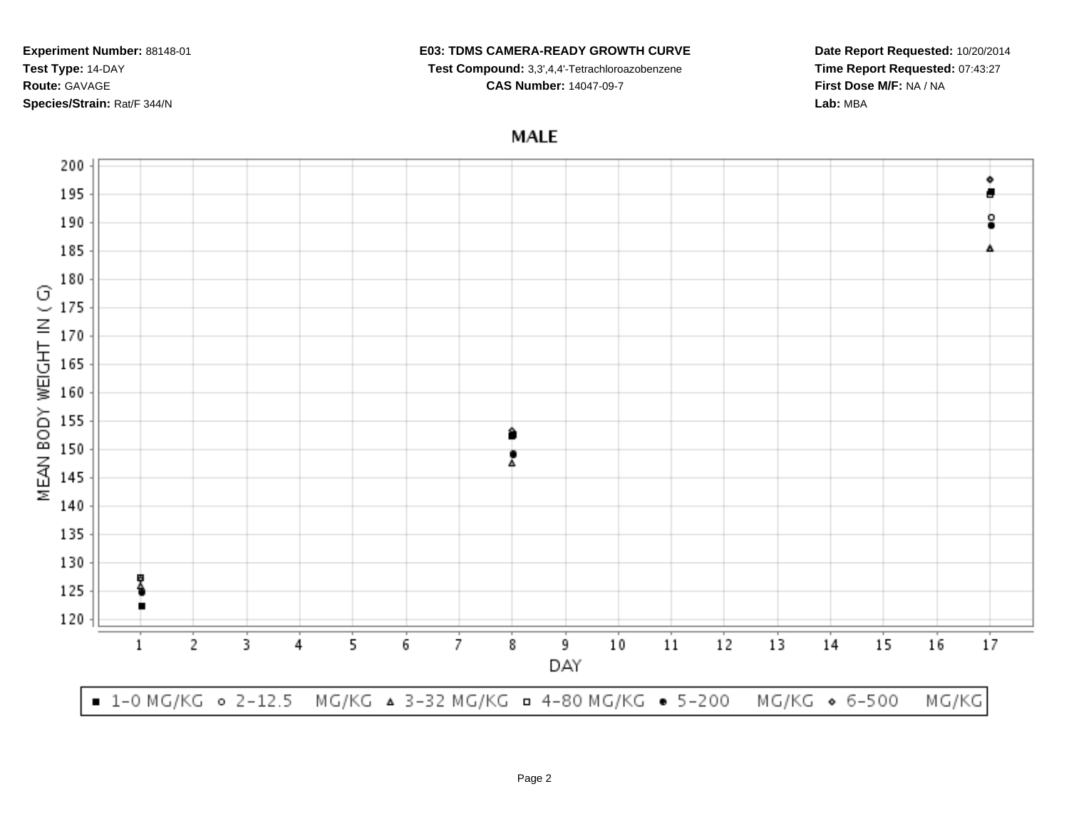**Experiment Number:** 88148-01
**Test Type:** 14-DAY
**Route:** GAVAGE
**Species/Strain:** Rat/F 344/N

**E03: TDMS CAMERA-READY GROWTH CURVE**
**Test Compound:** 3,3',4,4'-Tetrachloroazobenzene
**CAS Number:** 14047-09-7

**Date Report Requested:** 10/20/2014
**Time Report Requested:** 07:43:27
**First Dose M/F:** NA / NA
**Lab:** MBA

MALE

MEAN BODY WEIGHT IN ( G)

DAY

■ 1-0 MG/KG ○ 2-12.5 MG/KG ▲ 3-32 MG/KG □ 4-80 MG/KG ● 5-200 MG/KG ◇ 6-500 MG/KG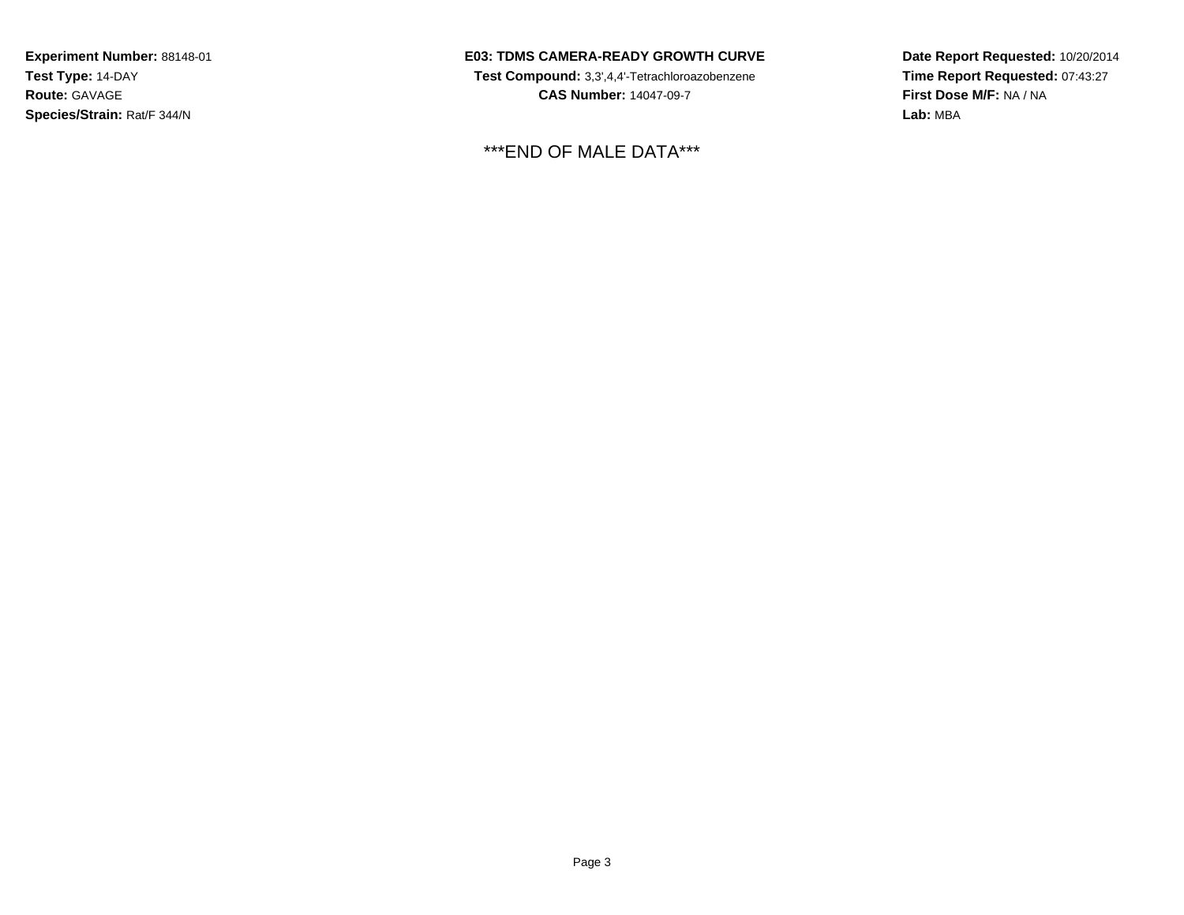**Experiment Number:** 88148-01
**Test Type:** 14-DAY
**Route:** GAVAGE
**Species/Strain:** Rat/F 344/N

**E03: TDMS CAMERA-READY GROWTH CURVE**
**Test Compound:** 3,3',4,4'-Tetrachloroazobenzene
**CAS Number:** 14047-09-7

**Date Report Requested:** 10/20/2014
**Time Report Requested:** 07:43:27
**First Dose M/F:** NA / NA
**Lab:** MBA

***END OF MALE DATA***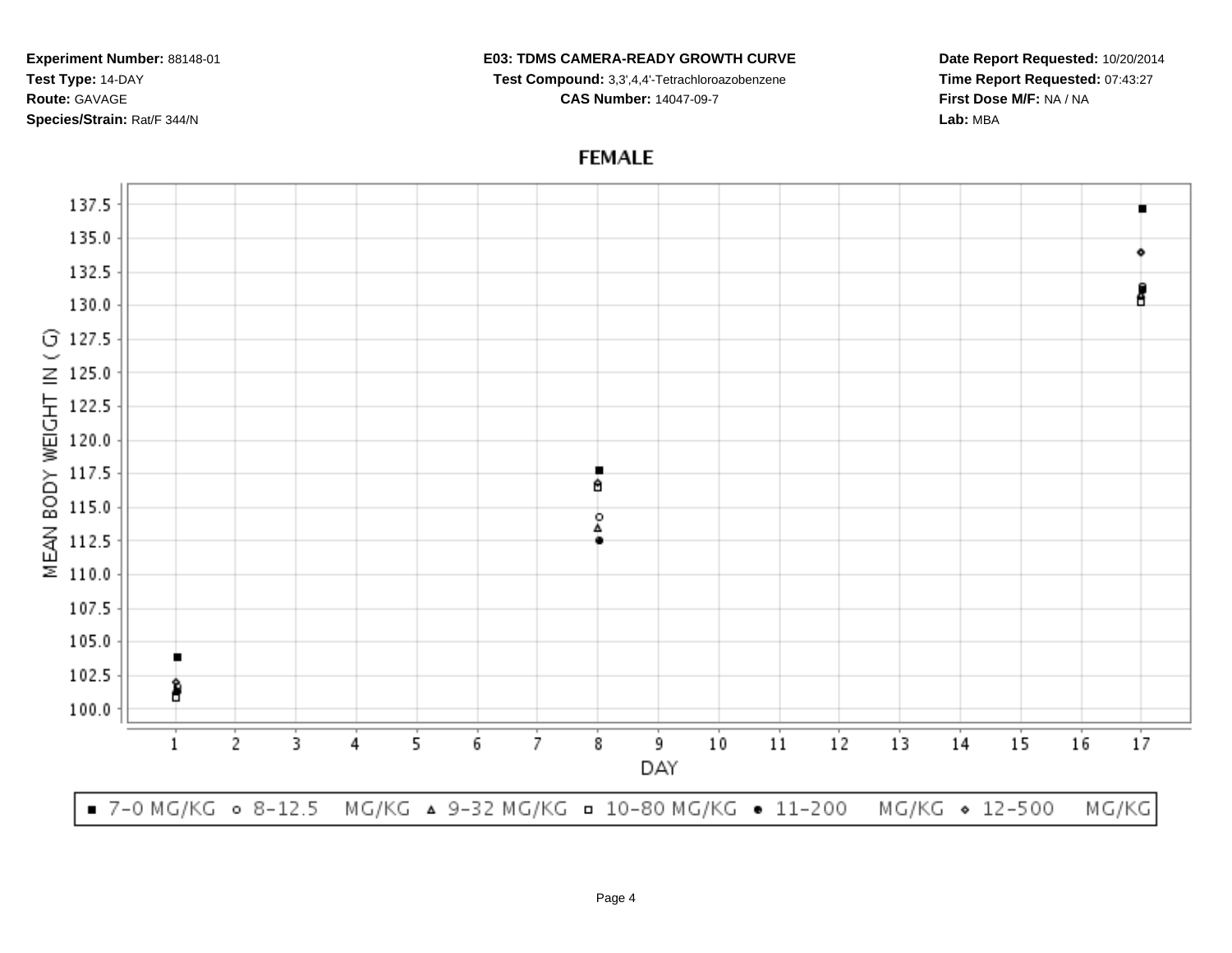**Experiment Number:** 88148-01
**Test Type:** 14-DAY
**Route:** GAVAGE
**Species/Strain:** Rat/F 344/N

**E03: TDMS CAMERA-READY GROWTH CURVE**
**Test Compound:** 3,3',4,4'-Tetrachloroazobenzene
**CAS Number:** 14047-09-7

**Date Report Requested:** 10/20/2014
**Time Report Requested:** 07:43:27
**First Dose M/F:** NA / NA
**Lab:** MBA

FEMALE

MEAN BODY WEIGHT IN ( G)

DAY

■ 7-0 MG/KG ○ 8-12.5 MG/KG △ 9-32 MG/KG □ 10-80 MG/KG ● 11-200 MG/KG ◇ 12-500 MG/KG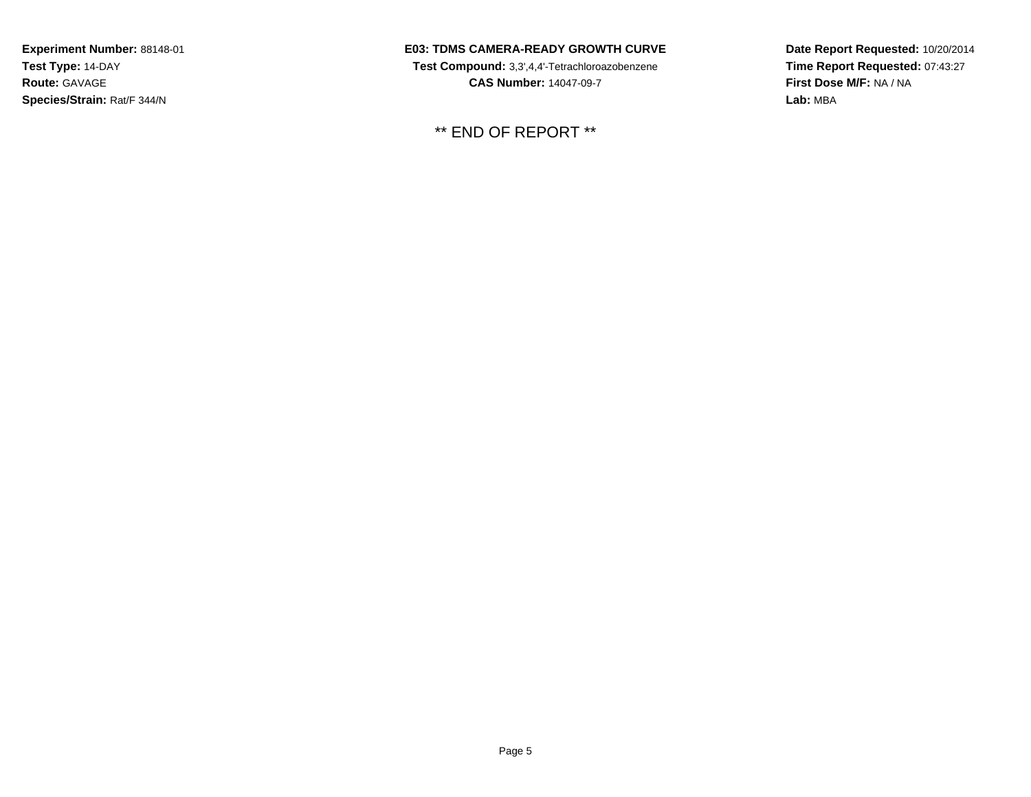**Experiment Number:** 88148-01
**Test Type:** 14-DAY
**Route:** GAVAGE
**Species/Strain:** Rat/F 344/N

**E03: TDMS CAMERA-READY GROWTH CURVE**
**Test Compound:** 3,3',4,4'-Tetrachloroazobenzene
**CAS Number:** 14047-09-7

**Date Report Requested:** 10/20/2014
**Time Report Requested:** 07:43:27
**First Dose M/F:** NA / NA
**Lab:** MBA

** END OF REPORT **